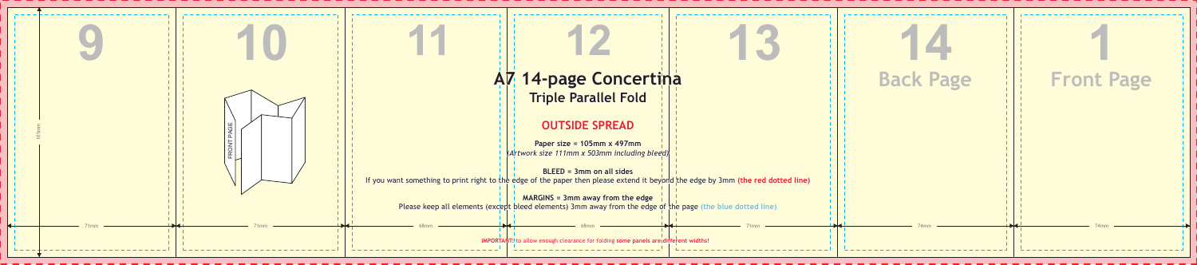9

10

11

12

13

14
Back Page

1
Front Page

# A7 14-page Concertina
## Triple Parallel Fold

### OUTSIDE SPREAD

**Paper size = 105mm x 497mm**
*(Artwork size 111mm x 503mm including bleed)*

**BLEED = 3mm on all sides**
If you want something to print right to the edge of the paper then please extend it beyond the edge by 3mm **(the red dotted line)**

**MARGINS = 3mm away from the edge**
Please keep all elements (except bleed elements) 3mm away from the edge of the page **(the blue dotted line)**

105mm

FRONT PAGE

71mm | 71mm | 68mm | 68mm | 71mm | 74mm | 74mm

**IMPORTANT:** to allow enough clearance for folding **some panels are different widths!**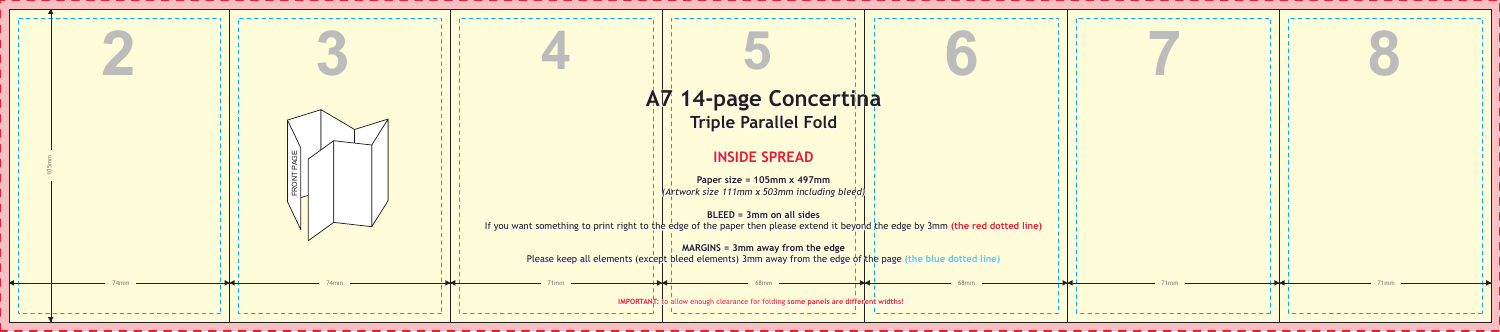2

3

4

5

6

7

8

105mm

FRONT PAGE

# A7 14-page Concertina

## Triple Parallel Fold

### INSIDE SPREAD

**Paper size = 105mm x 497mm**

*(Artwork size 111mm x 503mm including bleed)*

**BLEED = 3mm on all sides**

If you want something to print right to the edge of the paper then please extend it beyond the edge by 3mm **(the red dotted line)**

**MARGINS = 3mm away from the edge**

Please keep all elements (except bleed elements) 3mm away from the edge of the page **(the blue dotted line)**

74mm 74mm 71mm 68mm 68mm 71mm 71mm

**IMPORTANT: to allow enough clearance for folding some panels are different widths!**